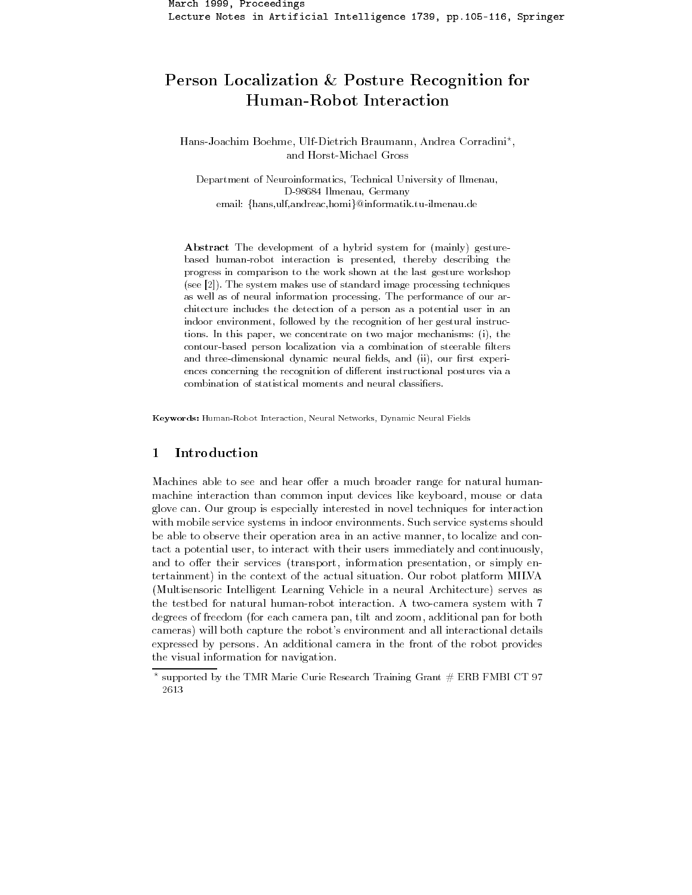March 1999, Proceedings
Lecture Notes in Artificial Intelligence 1739, pp.105-116, Springer

# Person Localization & Posture Recognition for Human-Robot Interaction

Hans-Joachim Boehme, Ulf-Dietrich Braumann, Andrea Corradini*, and Horst-Michael Gross

Department of Neuroinformatics, Technical University of Ilmenau, D-98684 Ilmenau, Germany
email: {hans,ulf,andreac,homi}@informatik.tu-ilmenau.de

**Abstract** The development of a hybrid system for (mainly) gesture-based human-robot interaction is presented, thereby describing the progress in comparison to the work shown at the last gesture workshop (see [2]). The system makes use of standard image processing techniques as well as of neural information processing. The performance of our architecture includes the detection of a person as a potential user in an indoor environment, followed by the recognition of her gestural instructions. In this paper, we concentrate on two major mechanisms: (i), the contour-based person localization via a combination of steerable filters and three-dimensional dynamic neural fields, and (ii), our first experiences concerning the recognition of different instructional postures via a combination of statistical moments and neural classifiers.

**Keywords:** Human-Robot Interaction, Neural Networks, Dynamic Neural Fields

## 1 Introduction

Machines able to see and hear offer a much broader range for natural human-machine interaction than common input devices like keyboard, mouse or data glove can. Our group is especially interested in novel techniques for interaction with mobile service systems in indoor environments. Such service systems should be able to observe their operation area in an active manner, to localize and contact a potential user, to interact with their users immediately and continuously, and to offer their services (transport, information presentation, or simply entertainment) in the context of the actual situation. Our robot platform MILVA (Multisensoric Intelligent Learning Vehicle in a neural Architecture) serves as the testbed for natural human-robot interaction. A two-camera system with 7 degrees of freedom (for each camera pan, tilt and zoom, additional pan for both cameras) will both capture the robot's environment and all interactional details expressed by persons. An additional camera in the front of the robot provides the visual information for navigation.

* supported by the TMR Marie Curie Research Training Grant # ERB FMBI CT 97 2613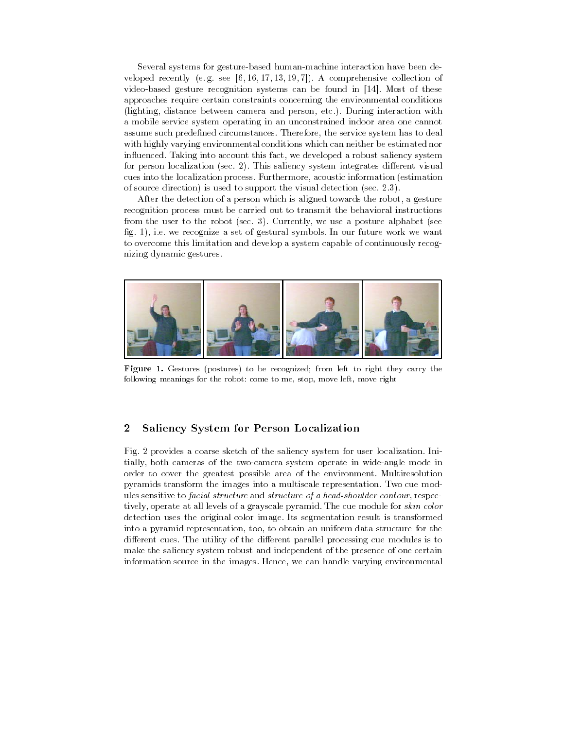Several systems for gesture-based human-machine interaction have been developed recently (e. g. see [6, 16, 17, 13, 19, 7]). A comprehensive collection of video-based gesture recognition systems can be found in [14]. Most of these approaches require certain constraints concerning the environmental conditions (lighting, distance between camera and person, etc.). During interaction with a mobile service system operating in an unconstrained indoor area one cannot assume such predefined circumstances. Therefore, the service system has to deal with highly varying environmental conditions which can neither be estimated nor influenced. Taking into account this fact, we developed a robust saliency system for person localization (sec. 2). This saliency system integrates different visual cues into the localization process. Furthermore, acoustic information (estimation of source direction) is used to support the visual detection (sec. 2.3).

After the detection of a person which is aligned towards the robot, a gesture recognition process must be carried out to transmit the behavioral instructions from the user to the robot (sec. 3). Currently, we use a posture alphabet (see fig. 1), i.e. we recognize a set of gestural symbols. In our future work we want to overcome this limitation and develop a system capable of continuously recognizing dynamic gestures.

**Figure 1.** Gestures (postures) to be recognized; from left to right they carry the following meanings for the robot: come to me, stop, move left, move right

## 2 Saliency System for Person Localization

Fig. 2 provides a coarse sketch of the saliency system for user localization. Initially, both cameras of the two-camera system operate in wide-angle mode in order to cover the greatest possible area of the environment. Multiresolution pyramids transform the images into a multiscale representation. Two cue modules sensitive to *facial structure* and *structure of a head-shoulder contour*, respectively, operate at all levels of a grayscale pyramid. The cue module for *skin color* detection uses the original color image. Its segmentation result is transformed into a pyramid representation, too, to obtain an uniform data structure for the different cues. The utility of the different parallel processing cue modules is to make the saliency system robust and independent of the presence of one certain information source in the images. Hence, we can handle varying environmental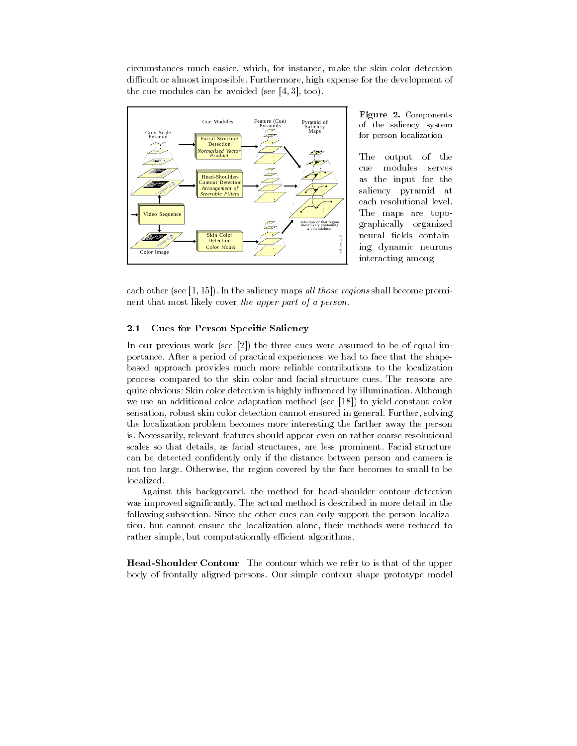circumstances much easier, which, for instance, make the skin color detection difficult or almost impossible. Furthermore, high expense for the development of the cue modules can be avoided (see [4, 3], too).

**Figure 2.** Components of the saliency system for person localization

The output of the cue modules serves as the input for the saliency pyramid at each resolutional level. The maps are topographically organized neural fields containing dynamic neurons interacting among each other (see [1, 15]). In the saliency maps *all those regions* shall become prominent that most likely cover *the upper part of a person*.

### 2.1 Cues for Person Specific Saliency

In our previous work (see [2]) the three cues were assumed to be of equal importance. After a period of practical experiences we had to face that the shape-based approach provides much more reliable contributions to the localization process compared to the skin color and facial structure cues. The reasons are quite obvious: Skin color detection is highly influenced by illumination. Although we use an additional color adaptation method (see [18]) to yield constant color sensation, robust skin color detection cannot ensured in general. Further, solving the localization problem becomes more interesting the farther away the person is. Necessarily, relevant features should appear even on rather coarse resolutional scales so that details, as facial structures, are less prominent. Facial structure can be detected confidently only if the distance between person and camera is not too large. Otherwise, the region covered by the face becomes to small to be localized.

Against this background, the method for head-shoulder contour detection was improved significantly. The actual method is described in more detail in the following subsection. Since the other cues can only support the person localization, but cannot ensure the localization alone, their methods were reduced to rather simple, but computationally efficient algorithms.

**Head-Shoulder Contour** The contour which we refer to is that of the upper body of frontally aligned persons. Our simple contour shape prototype model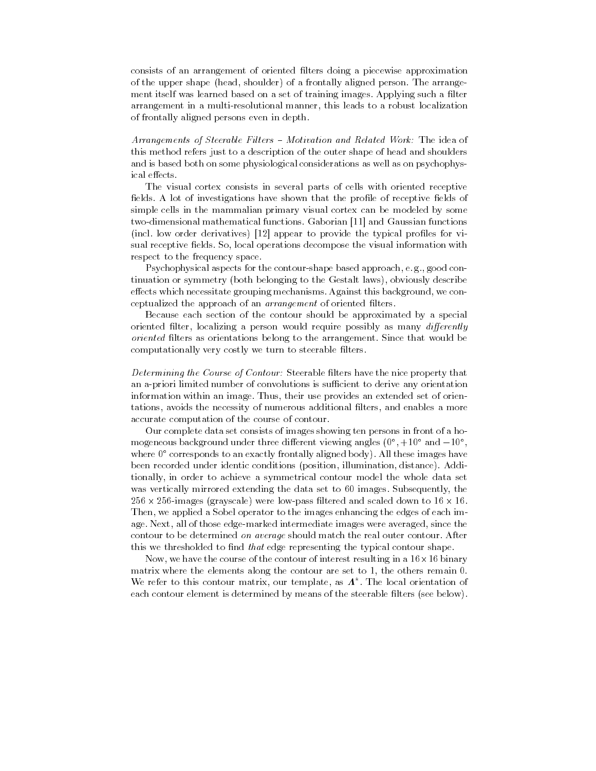consists of an arrangement of oriented filters doing a piecewise approximation of the upper shape (head, shoulder) of a frontally aligned person. The arrangement itself was learned based on a set of training images. Applying such a filter arrangement in a multi-resolutional manner, this leads to a robust localization of frontally aligned persons even in depth.

*Arrangements of Steerable Filters – Motivation and Related Work:* The idea of this method refers just to a description of the outer shape of head and shoulders and is based both on some physiological considerations as well as on psychophysical effects.

The visual cortex consists in several parts of cells with oriented receptive fields. A lot of investigations have shown that the profile of receptive fields of simple cells in the mammalian primary visual cortex can be modeled by some two-dimensional mathematical functions. Gaborian [11] and Gaussian functions (incl. low order derivatives) [12] appear to provide the typical profiles for visual receptive fields. So, local operations decompose the visual information with respect to the frequency space.

Psychophysical aspects for the contour-shape based approach, e.g., good continuation or symmetry (both belonging to the Gestalt laws), obviously describe effects which necessitate grouping mechanisms. Against this background, we conceptualized the approach of an *arrangement* of oriented filters.

Because each section of the contour should be approximated by a special oriented filter, localizing a person would require possibly as many *differently oriented* filters as orientations belong to the arrangement. Since that would be computationally very costly we turn to steerable filters.

*Determining the Course of Contour:* Steerable filters have the nice property that an a-priori limited number of convolutions is sufficient to derive any orientation information within an image. Thus, their use provides an extended set of orientations, avoids the necessity of numerous additional filters, and enables a more accurate computation of the course of contour.

Our complete data set consists of images showing ten persons in front of a homogeneous background under three different viewing angles ($0°$, $+10°$ and $-10°$, where $0°$ corresponds to an exactly frontally aligned body). All these images have been recorded under identic conditions (position, illumination, distance). Additionally, in order to achieve a symmetrical contour model the whole data set was vertically mirrored extending the data set to 60 images. Subsequently, the $256 \times 256$-images (grayscale) were low-pass filtered and scaled down to $16 \times 16$. Then, we applied a Sobel operator to the images enhancing the edges of each image. Next, all of those edge-marked intermediate images were averaged, since the contour to be determined *on average* should match the real outer contour. After this we thresholded to find *that* edge representing the typical contour shape.

Now, we have the course of the contour of interest resulting in a $16 \times 16$ binary matrix where the elements along the contour are set to 1, the others remain 0. We refer to this contour matrix, our template, as $\boldsymbol{\Lambda}^{*}$. The local orientation of each contour element is determined by means of the steerable filters (see below).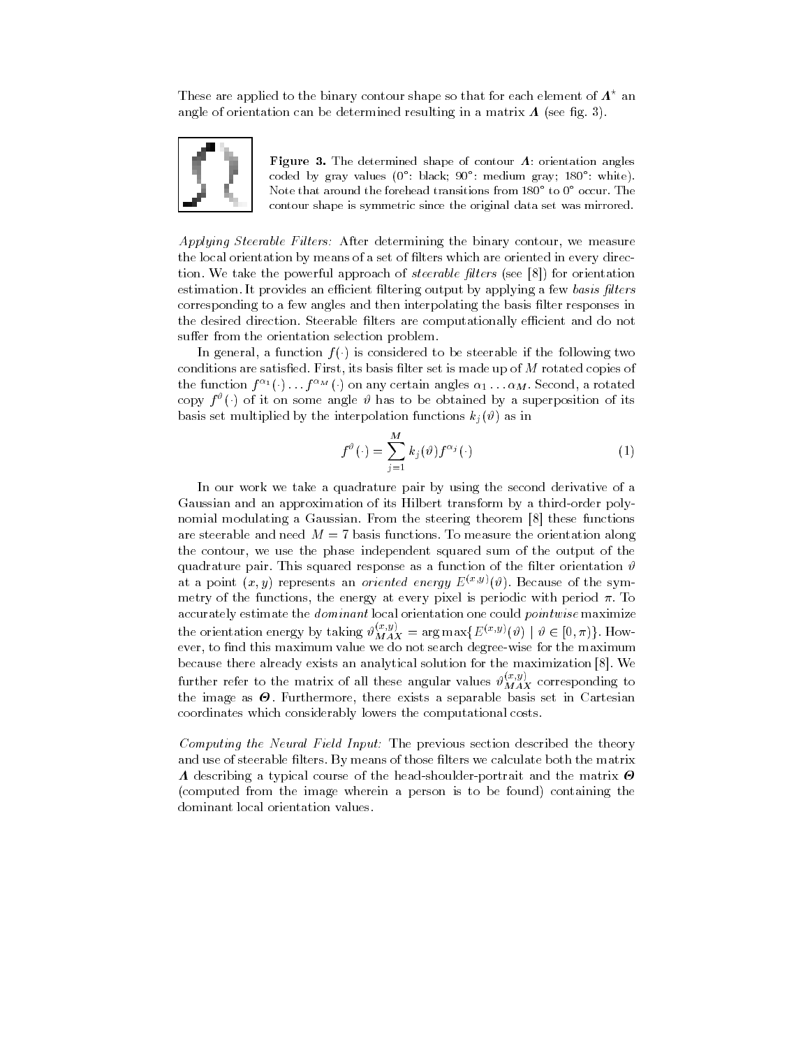These are applied to the binary contour shape so that for each element of $\boldsymbol{\Lambda}^{\star}$ an angle of orientation can be determined resulting in a matrix $\boldsymbol{\Lambda}$ (see fig. 3).

**Figure 3.** The determined shape of contour $\boldsymbol{\Lambda}$: orientation angles coded by gray values (0°: black; 90°: medium gray; 180°: white). Note that around the forehead transitions from 180° to 0° occur. The contour shape is symmetric since the original data set was mirrored.

*Applying Steerable Filters:* After determining the binary contour, we measure the local orientation by means of a set of filters which are oriented in every direction. We take the powerful approach of *steerable filters* (see [8]) for orientation estimation. It provides an efficient filtering output by applying a few *basis filters* corresponding to a few angles and then interpolating the basis filter responses in the desired direction. Steerable filters are computationally efficient and do not suffer from the orientation selection problem.

In general, a function $f(\cdot)$ is considered to be steerable if the following two conditions are satisfied. First, its basis filter set is made up of $M$ rotated copies of the function $f^{\alpha_1}(\cdot) \dots f^{\alpha_M}(\cdot)$ on any certain angles $\alpha_1 \dots \alpha_M$. Second, a rotated copy $f^{\vartheta}(\cdot)$ of it on some angle $\vartheta$ has to be obtained by a superposition of its basis set multiplied by the interpolation functions $k_j(\vartheta)$ as in

$$f^{\vartheta}(\cdot) = \sum_{j=1}^{M} k_j(\vartheta) f^{\alpha_j}(\cdot) \tag{1}$$

In our work we take a quadrature pair by using the second derivative of a Gaussian and an approximation of its Hilbert transform by a third-order polynomial modulating a Gaussian. From the steering theorem [8] these functions are steerable and need $M = 7$ basis functions. To measure the orientation along the contour, we use the phase independent squared sum of the output of the quadrature pair. This squared response as a function of the filter orientation $\vartheta$ at a point $(x, y)$ represents an *oriented energy* $E^{(x,y)}(\vartheta)$. Because of the symmetry of the functions, the energy at every pixel is periodic with period $\pi$. To accurately estimate the *dominant* local orientation one could *pointwise* maximize the orientation energy by taking $\vartheta_{MAX}^{(x,y)} = \arg\max\{E^{(x,y)}(\vartheta) \mid \vartheta \in [0, \pi)\}$. However, to find this maximum value we do not search degree-wise for the maximum because there already exists an analytical solution for the maximization [8]. We further refer to the matrix of all these angular values $\vartheta_{MAX}^{(x,y)}$ corresponding to the image as $\boldsymbol{\Theta}$. Furthermore, there exists a separable basis set in Cartesian coordinates which considerably lowers the computational costs.

*Computing the Neural Field Input:* The previous section described the theory and use of steerable filters. By means of those filters we calculate both the matrix $\boldsymbol{\Lambda}$ describing a typical course of the head-shoulder-portrait and the matrix $\boldsymbol{\Theta}$ (computed from the image wherein a person is to be found) containing the dominant local orientation values.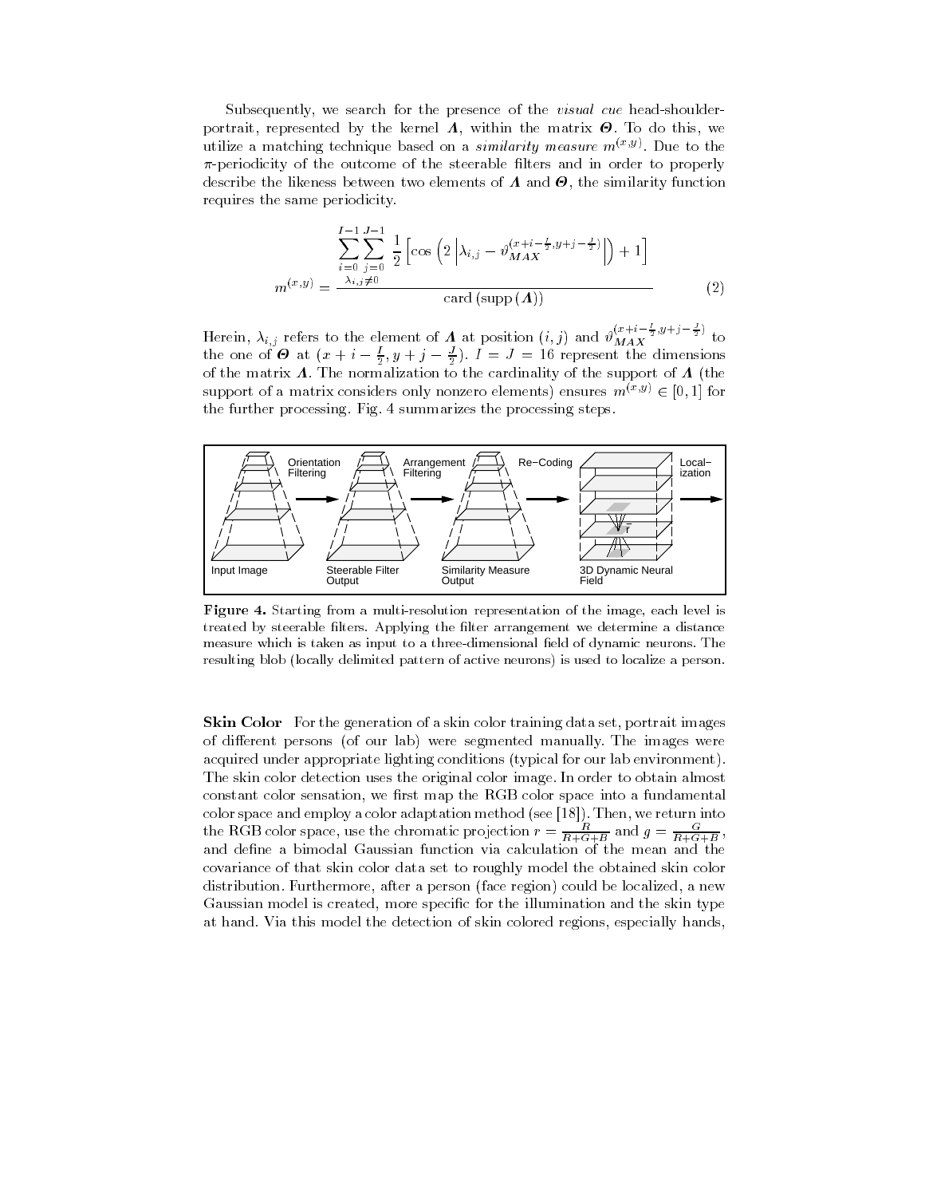Subsequently, we search for the presence of the *visual cue* head-shoulder-portrait, represented by the kernel $\boldsymbol{\Lambda}$, within the matrix $\boldsymbol{\Theta}$. To do this, we utilize a matching technique based on a *similarity measure* $m^{(x,y)}$. Due to the $\pi$-periodicity of the outcome of the steerable filters and in order to properly describe the likeness between two elements of $\boldsymbol{\Lambda}$ and $\boldsymbol{\Theta}$, the similarity function requires the same periodicity.

$$m^{(x,y)} = \frac{\sum\limits_{i=0}^{I-1} \sum\limits_{\substack{j=0 \\ \lambda_{i,j} \neq 0}}^{J-1} \frac{1}{2} \left[ \cos\left( 2 \left| \lambda_{i,j} - \vartheta_{MAX}^{(x+i-\frac{I}{2}, y+j-\frac{J}{2})} \right| \right) + 1 \right]}{\text{card}\left(\text{supp}\left(\boldsymbol{\Lambda}\right)\right)} \tag{2}$$

Herein, $\lambda_{i,j}$ refers to the element of $\boldsymbol{\Lambda}$ at position $(i,j)$ and $\vartheta_{MAX}^{(x+i-\frac{I}{2}, y+j-\frac{J}{2})}$ to the one of $\boldsymbol{\Theta}$ at $(x+i-\frac{I}{2}, y+j-\frac{J}{2})$. $I = J = 16$ represent the dimensions of the matrix $\boldsymbol{\Lambda}$. The normalization to the cardinality of the support of $\boldsymbol{\Lambda}$ (the support of a matrix considers only nonzero elements) ensures $m^{(x,y)} \in [0,1]$ for the further processing. Fig. 4 summarizes the processing steps.

Orientation Filtering | Arrangement Filtering | Re−Coding | Local−ization

Input Image | Steerable Filter Output | Similarity Measure Output | 3D Dynamic Neural Field

**Figure 4.** Starting from a multi-resolution representation of the image, each level is treated by steerable filters. Applying the filter arrangement we determine a distance measure which is taken as input to a three-dimensional field of dynamic neurons. The resulting blob (locally delimited pattern of active neurons) is used to localize a person.

**Skin Color** For the generation of a skin color training data set, portrait images of different persons (of our lab) were segmented manually. The images were acquired under appropriate lighting conditions (typical for our lab environment). The skin color detection uses the original color image. In order to obtain almost constant color sensation, we first map the RGB color space into a fundamental color space and employ a color adaptation method (see [18]). Then, we return into the RGB color space, use the chromatic projection $r = \frac{R}{R+G+B}$ and $g = \frac{G}{R+G+B}$, and define a bimodal Gaussian function via calculation of the mean and the covariance of that skin color data set to roughly model the obtained skin color distribution. Furthermore, after a person (face region) could be localized, a new Gaussian model is created, more specific for the illumination and the skin type at hand. Via this model the detection of skin colored regions, especially hands,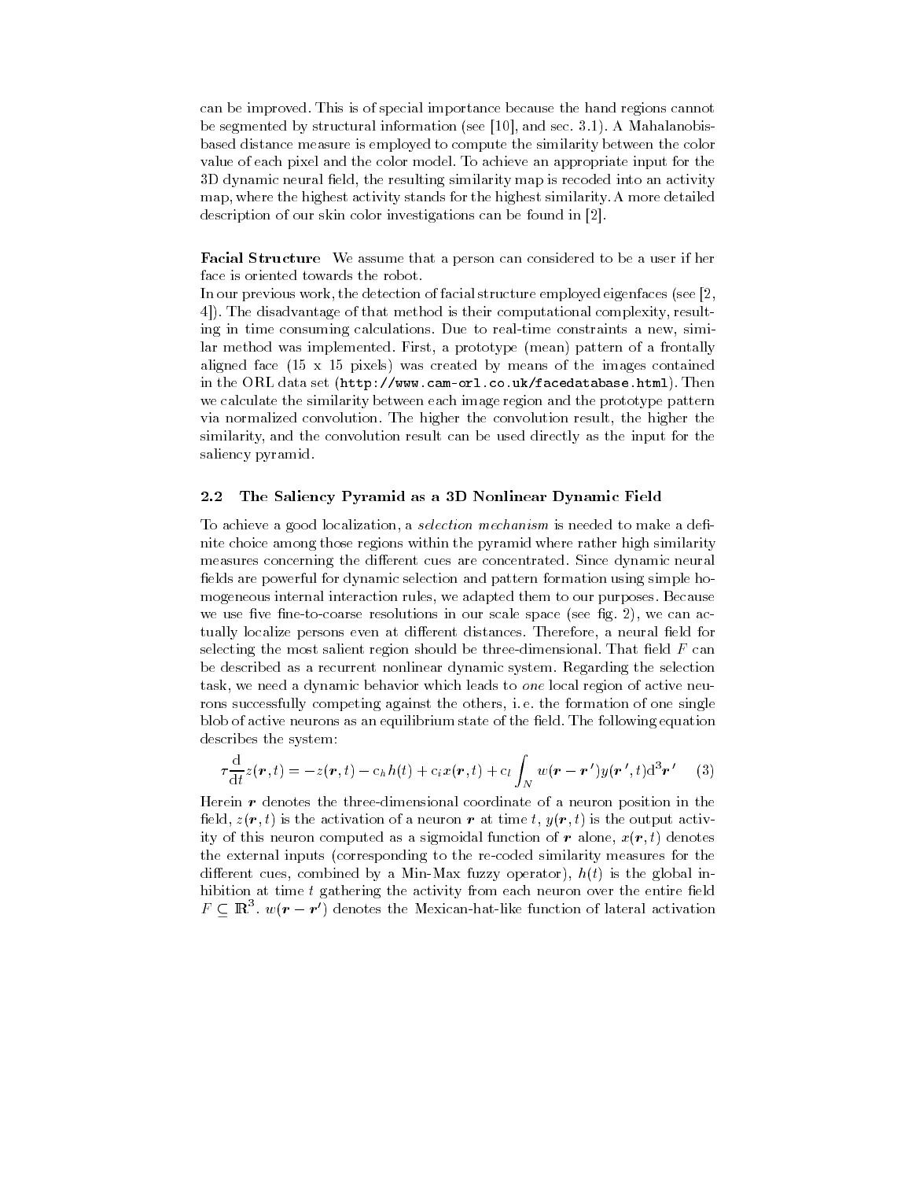can be improved. This is of special importance because the hand regions cannot be segmented by structural information (see [10], and sec. 3.1). A Mahalanobis-based distance measure is employed to compute the similarity between the color value of each pixel and the color model. To achieve an appropriate input for the 3D dynamic neural field, the resulting similarity map is recoded into an activity map, where the highest activity stands for the highest similarity. A more detailed description of our skin color investigations can be found in [2].

**Facial Structure** We assume that a person can considered to be a user if her face is oriented towards the robot.
In our previous work, the detection of facial structure employed eigenfaces (see [2, 4]). The disadvantage of that method is their computational complexity, resulting in time consuming calculations. Due to real-time constraints a new, similar method was implemented. First, a prototype (mean) pattern of a frontally aligned face (15 x 15 pixels) was created by means of the images contained in the ORL data set (`http://www.cam-orl.co.uk/facedatabase.html`). Then we calculate the similarity between each image region and the prototype pattern via normalized convolution. The higher the convolution result, the higher the similarity, and the convolution result can be used directly as the input for the saliency pyramid.

### 2.2 The Saliency Pyramid as a 3D Nonlinear Dynamic Field

To achieve a good localization, a *selection mechanism* is needed to make a definite choice among those regions within the pyramid where rather high similarity measures concerning the different cues are concentrated. Since dynamic neural fields are powerful for dynamic selection and pattern formation using simple homogeneous internal interaction rules, we adapted them to our purposes. Because we use five fine-to-coarse resolutions in our scale space (see fig. 2), we can actually localize persons even at different distances. Therefore, a neural field for selecting the most salient region should be three-dimensional. That field $F$ can be described as a recurrent nonlinear dynamic system. Regarding the selection task, we need a dynamic behavior which leads to *one* local region of active neurons successfully competing against the others, i. e. the formation of one single blob of active neurons as an equilibrium state of the field. The following equation describes the system:

$$\tau \frac{\mathrm{d}}{\mathrm{d}t} z(\boldsymbol{r}, t) = -z(\boldsymbol{r}, t) - \mathrm{c}_h h(t) + \mathrm{c}_i x(\boldsymbol{r}, t) + \mathrm{c}_l \int_N w(\boldsymbol{r} - \boldsymbol{r}') y(\boldsymbol{r}', t) \mathrm{d}^3 \boldsymbol{r}' \quad (3)$$

Herein $\boldsymbol{r}$ denotes the three-dimensional coordinate of a neuron position in the field, $z(\boldsymbol{r}, t)$ is the activation of a neuron $\boldsymbol{r}$ at time $t$, $y(\boldsymbol{r}, t)$ is the output activity of this neuron computed as a sigmoidal function of $\boldsymbol{r}$ alone, $x(\boldsymbol{r}, t)$ denotes the external inputs (corresponding to the re-coded similarity measures for the different cues, combined by a Min-Max fuzzy operator), $h(t)$ is the global inhibition at time $t$ gathering the activity from each neuron over the entire field $F \subseteq \mathbb{R}^3$. $w(\boldsymbol{r} - \boldsymbol{r}')$ denotes the Mexican-hat-like function of lateral activation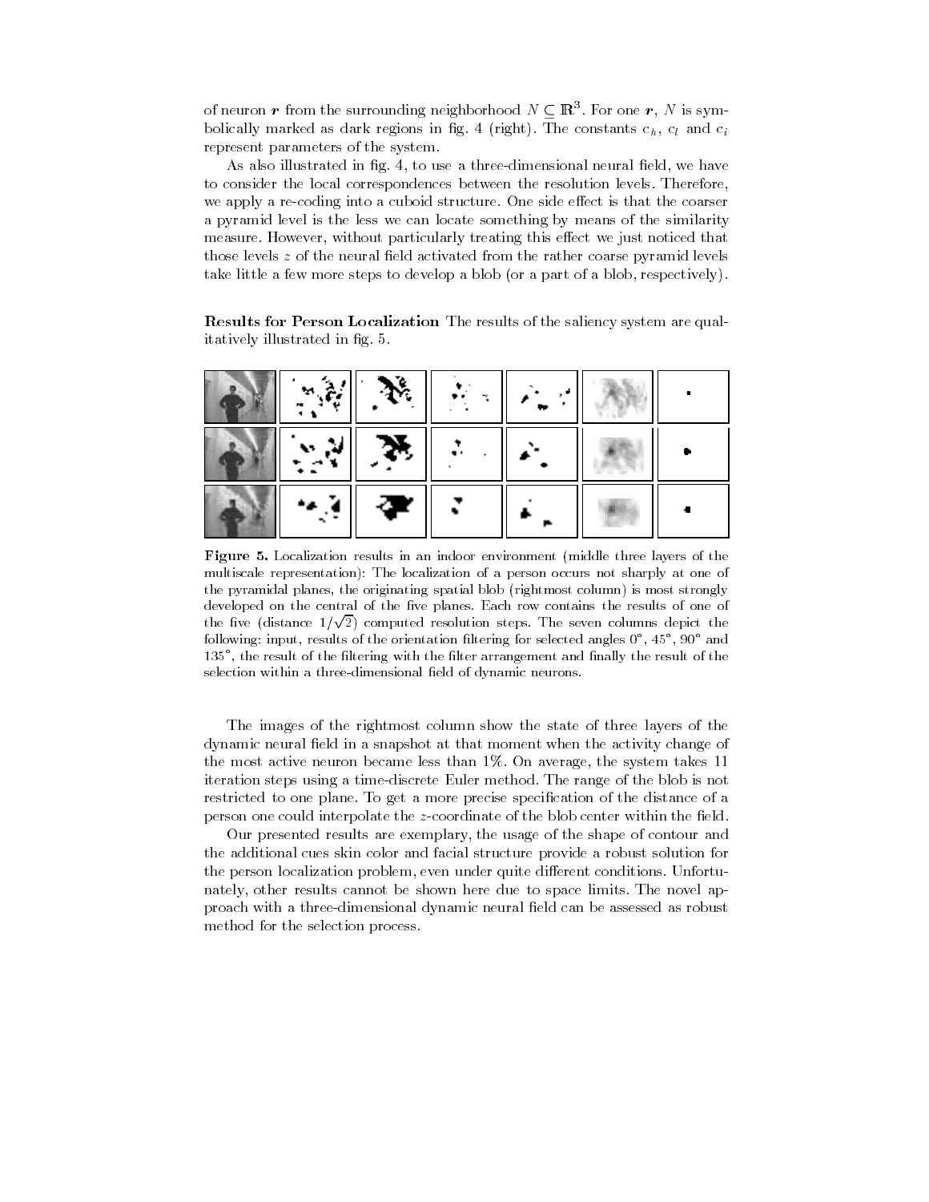of neuron $\boldsymbol{r}$ from the surrounding neighborhood $N \subseteq \mathbb{R}^3$. For one $\boldsymbol{r}$, $N$ is symbolically marked as dark regions in fig. 4 (right). The constants $c_h$, $c_l$ and $c_i$ represent parameters of the system.

As also illustrated in fig. 4, to use a three-dimensional neural field, we have to consider the local correspondences between the resolution levels. Therefore, we apply a re-coding into a cuboid structure. One side effect is that the coarser a pyramid level is the less we can locate something by means of the similarity measure. However, without particularly treating this effect we just noticed that those levels $z$ of the neural field activated from the rather coarse pyramid levels take little a few more steps to develop a blob (or a part of a blob, respectively).

**Results for Person Localization** The results of the saliency system are qualitatively illustrated in fig. 5.

**Figure 5.** Localization results in an indoor environment (middle three layers of the multiscale representation): The localization of a person occurs not sharply at one of the pyramidal planes, the originating spatial blob (rightmost column) is most strongly developed on the central of the five planes. Each row contains the results of one of the five (distance $1/\sqrt{2}$) computed resolution steps. The seven columns depict the following: input, results of the orientation filtering for selected angles 0°, 45°, 90° and 135°, the result of the filtering with the filter arrangement and finally the result of the selection within a three-dimensional field of dynamic neurons.

The images of the rightmost column show the state of three layers of the dynamic neural field in a snapshot at that moment when the activity change of the most active neuron became less than 1%. On average, the system takes 11 iteration steps using a time-discrete Euler method. The range of the blob is not restricted to one plane. To get a more precise specification of the distance of a person one could interpolate the $z$-coordinate of the blob center within the field.

Our presented results are exemplary, the usage of the shape of contour and the additional cues skin color and facial structure provide a robust solution for the person localization problem, even under quite different conditions. Unfortunately, other results cannot be shown here due to space limits. The novel approach with a three-dimensional dynamic neural field can be assessed as robust method for the selection process.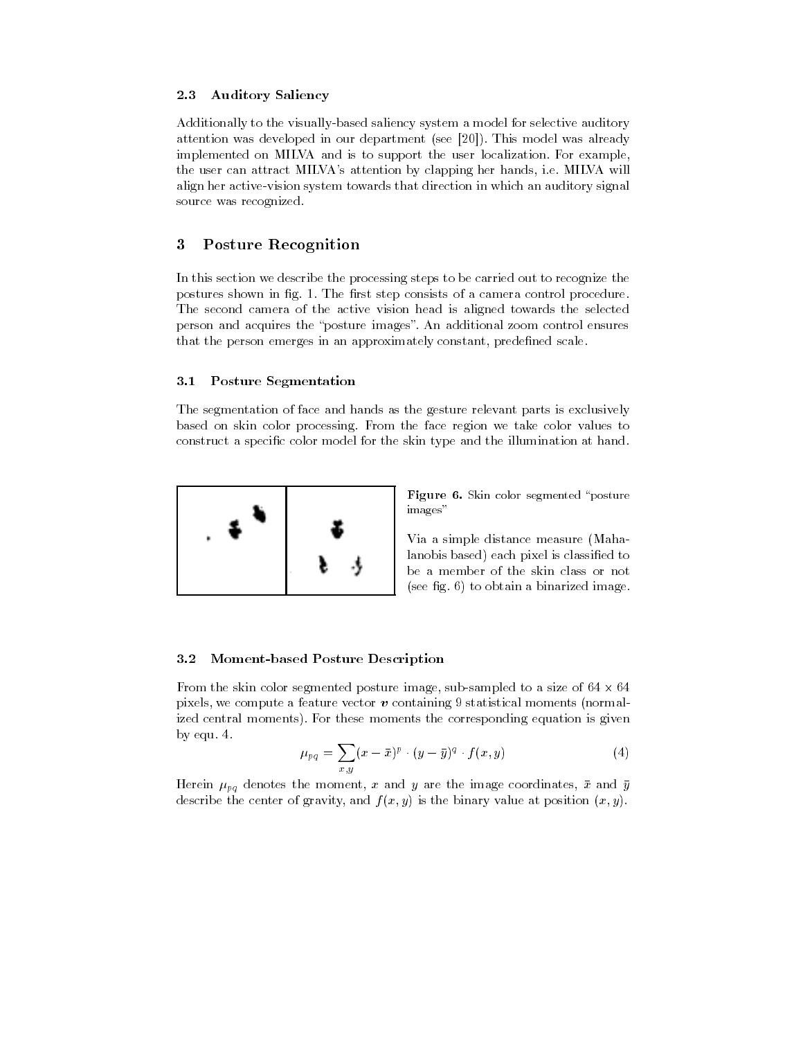### 2.3 Auditory Saliency

Additionally to the visually-based saliency system a model for selective auditory attention was developed in our department (see [20]). This model was already implemented on MILVA and is to support the user localization. For example, the user can attract MILVA's attention by clapping her hands, i.e. MILVA will align her active-vision system towards that direction in which an auditory signal source was recognized.

## 3 Posture Recognition

In this section we describe the processing steps to be carried out to recognize the postures shown in fig. 1. The first step consists of a camera control procedure. The second camera of the active vision head is aligned towards the selected person and acquires the "posture images". An additional zoom control ensures that the person emerges in an approximately constant, predefined scale.

### 3.1 Posture Segmentation

The segmentation of face and hands as the gesture relevant parts is exclusively based on skin color processing. From the face region we take color values to construct a specific color model for the skin type and the illumination at hand.

**Figure 6.** Skin color segmented "posture images"

Via a simple distance measure (Mahalanobis based) each pixel is classified to be a member of the skin class or not (see fig. 6) to obtain a binarized image.

### 3.2 Moment-based Posture Description

From the skin color segmented posture image, sub-sampled to a size of 64 x 64 pixels, we compute a feature vector $\boldsymbol{v}$ containing 9 statistical moments (normalized central moments). For these moments the corresponding equation is given by equ. 4.

$$\mu_{pq} = \sum_{x,y} (x - \bar{x})^p \cdot (y - \bar{y})^q \cdot f(x, y) \tag{4}$$

Herein $\mu_{pq}$ denotes the moment, $x$ and $y$ are the image coordinates, $\bar{x}$ and $\bar{y}$ describe the center of gravity, and $f(x, y)$ is the binary value at position $(x, y)$.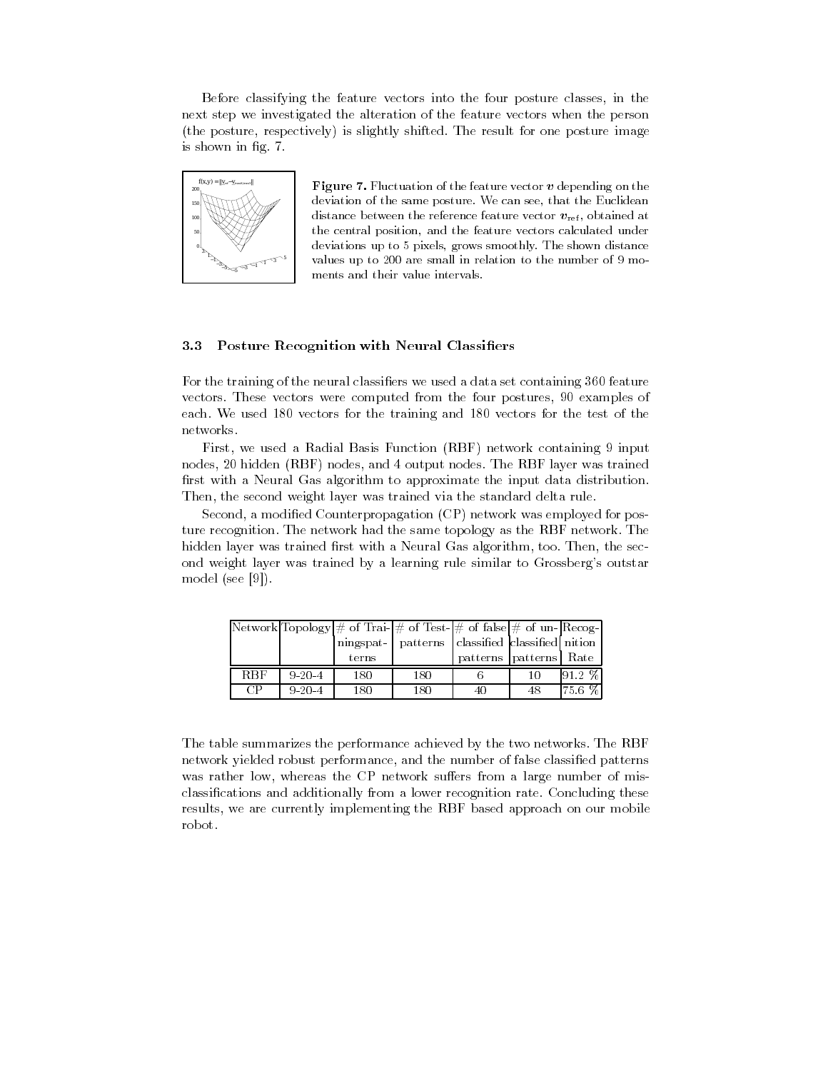Before classifying the feature vectors into the four posture classes, in the next step we investigated the alteration of the feature vectors when the person (the posture, respectively) is slightly shifted. The result for one posture image is shown in fig. 7.

**Figure 7.** Fluctuation of the feature vector $\boldsymbol{v}$ depending on the deviation of the same posture. We can see, that the Euclidean distance between the reference feature vector $\boldsymbol{v}_{\mathrm{ref}}$, obtained at the central position, and the feature vectors calculated under deviations up to 5 pixels, grows smoothly. The shown distance values up to 200 are small in relation to the number of 9 moments and their value intervals.

### 3.3 Posture Recognition with Neural Classifiers

For the training of the neural classifiers we used a data set containing 360 feature vectors. These vectors were computed from the four postures, 90 examples of each. We used 180 vectors for the training and 180 vectors for the test of the networks.

First, we used a Radial Basis Function (RBF) network containing 9 input nodes, 20 hidden (RBF) nodes, and 4 output nodes. The RBF layer was trained first with a Neural Gas algorithm to approximate the input data distribution. Then, the second weight layer was trained via the standard delta rule.

Second, a modified Counterpropagation (CP) network was employed for posture recognition. The network had the same topology as the RBF network. The hidden layer was trained first with a Neural Gas algorithm, too. Then, the second weight layer was trained by a learning rule similar to Grossberg's outstar model (see [9]).

| Network | Topology | # of Trainingspatterns | # of Test-patterns | # of false classified patterns | # of unclassified patterns | Recognition Rate |
|---|---|---|---|---|---|---|
| RBF | 9-20-4 | 180 | 180 | 6 | 10 | 91.2 % |
| CP | 9-20-4 | 180 | 180 | 40 | 48 | 75.6 % |

The table summarizes the performance achieved by the two networks. The RBF network yielded robust performance, and the number of false classified patterns was rather low, whereas the CP network suffers from a large number of misclassifications and additionally from a lower recognition rate. Concluding these results, we are currently implementing the RBF based approach on our mobile robot.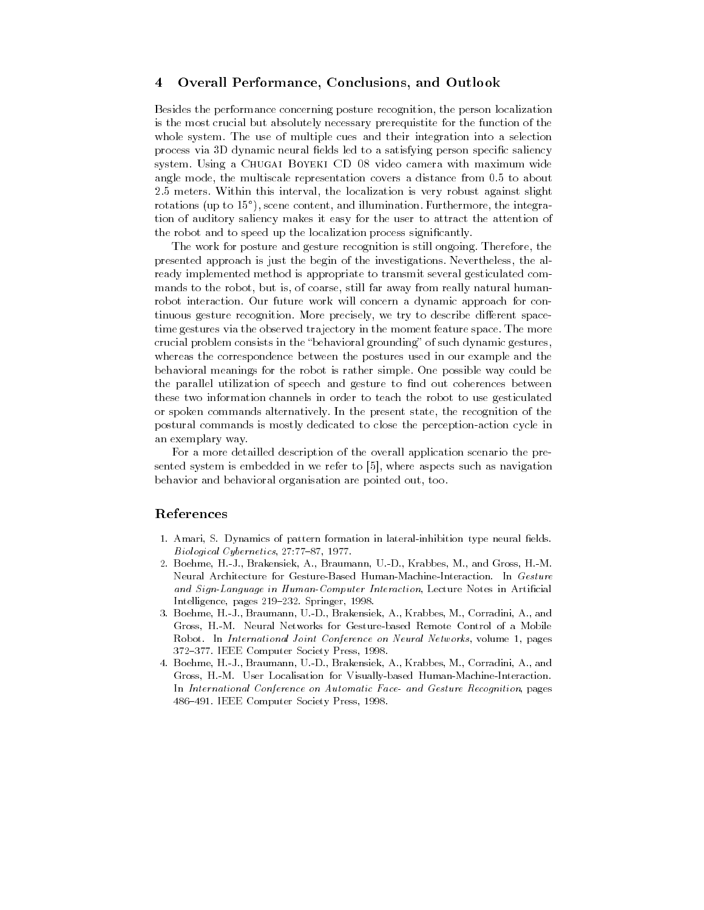## 4 Overall Performance, Conclusions, and Outlook

Besides the performance concerning posture recognition, the person localization is the most crucial but absolutely necessary prerequistite for the function of the whole system. The use of multiple cues and their integration into a selection process via 3D dynamic neural fields led to a satisfying person specific saliency system. Using a Chugai Boyeki CD 08 video camera with maximum wide angle mode, the multiscale representation covers a distance from 0.5 to about 2.5 meters. Within this interval, the localization is very robust against slight rotations (up to 15°), scene content, and illumination. Furthermore, the integration of auditory saliency makes it easy for the user to attract the attention of the robot and to speed up the localization process significantly.

The work for posture and gesture recognition is still ongoing. Therefore, the presented approach is just the begin of the investigations. Nevertheless, the already implemented method is appropriate to transmit several gesticulated commands to the robot, but is, of coarse, still far away from really natural human-robot interaction. Our future work will concern a dynamic approach for continuous gesture recognition. More precisely, we try to describe different space-time gestures via the observed trajectory in the moment feature space. The more crucial problem consists in the "behavioral grounding" of such dynamic gestures, whereas the correspondence between the postures used in our example and the behavioral meanings for the robot is rather simple. One possible way could be the parallel utilization of speech and gesture to find out coherences between these two information channels in order to teach the robot to use gesticulated or spoken commands alternatively. In the present state, the recognition of the postural commands is mostly dedicated to close the perception-action cycle in an exemplary way.

For a more detailled description of the overall application scenario the presented system is embedded in we refer to [5], where aspects such as navigation behavior and behavioral organisation are pointed out, too.

## References

1. Amari, S. Dynamics of pattern formation in lateral-inhibition type neural fields. *Biological Cybernetics*, 27:77–87, 1977.
2. Boehme, H.-J., Brakensiek, A., Braumann, U.-D., Krabbes, M., and Gross, H.-M. Neural Architecture for Gesture-Based Human-Machine-Interaction. In *Gesture and Sign-Language in Human-Computer Interaction*, Lecture Notes in Artificial Intelligence, pages 219–232. Springer, 1998.
3. Boehme, H.-J., Braumann, U.-D., Brakensiek, A., Krabbes, M., Corradini, A., and Gross, H.-M. Neural Networks for Gesture-based Remote Control of a Mobile Robot. In *International Joint Conference on Neural Networks*, volume 1, pages 372–377. IEEE Computer Society Press, 1998.
4. Boehme, H.-J., Braumann, U.-D., Brakensiek, A., Krabbes, M., Corradini, A., and Gross, H.-M. User Localisation for Visually-based Human-Machine-Interaction. In *International Conference on Automatic Face- and Gesture Recognition*, pages 486–491. IEEE Computer Society Press, 1998.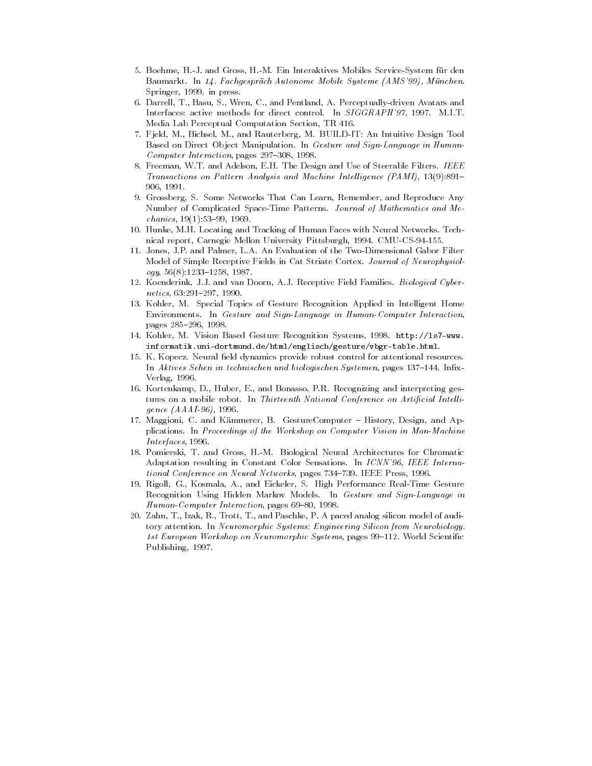5. Boehme, H.-J. and Gross, H.-M. Ein Interaktives Mobiles Service-System für den Baumarkt. In *14. Fachgespräch Autonome Mobile Systeme (AMS'99), München*. Springer, 1999. in press.
6. Darrell, T., Basu, S., Wren, C., and Pentland, A. Perceptually-driven Avatars and Interfaces: active methods for direct control. In *SIGGRAPH'97*, 1997. M.I.T. Media Lab Perceptual Computation Section, TR 416.
7. Fjeld, M., Bichsel, M., and Rauterberg, M. BUILD-IT: An Intuitive Design Tool Based on Direct Object Manipulation. In *Gesture and Sign-Language in Human-Computer Interaction*, pages 297–308, 1998.
8. Freeman, W.T. and Adelson, E.H. The Design and Use of Steerable Filters. *IEEE Transactions on Pattern Analysis and Machine Intelligence (PAMI)*, 13(9):891–906, 1991.
9. Grossberg, S. Some Networks That Can Learn, Remember, and Reproduce Any Number of Complicated Space-Time Patterns. *Journal of Mathematics and Mechanics*, 19(1):53–99, 1969.
10. Hunke, M.H. Locating and Tracking of Human Faces with Neural Networks. Technical report, Carnegie Mellon University Pittsburgh, 1994. CMU-CS-94-155.
11. Jones, J.P. and Palmer, L.A. An Evaluation of the Two-Dimensional Gabor Filter Model of Simple Receptive Fields in Cat Striate Cortex. *Journal of Neurophysiology*, 56(8):1233–1258, 1987.
12. Koenderink, J.J. and van Doorn, A.J. Receptive Field Families. *Biological Cybernetics*, 63:291–297, 1990.
13. Kohler, M. Special Topics of Gesture Recognition Applied in Intelligent Home Environments. In *Gesture and Sign-Language in Human-Computer Interaction*, pages 285–296, 1998.
14. Kohler, M. Vision Based Gesture Recognition Systems, 1998. `http://ls7-www.informatik.uni-dortmund.de/html/englisch/gesture/vbgr-table.html`.
15. K. Kopecz. Neural field dynamics provide robust control for attentional resources. In *Aktives Sehen in technischen und biologischen Systemen*, pages 137–144. Infix-Verlag, 1996.
16. Kortenkamp, D., Huber, E., and Bonasso, P.R. Recognizing and interpreting gestures on a mobile robot. In *Thirteenth National Conference on Artificial Intelligence (AAAI-96)*, 1996.
17. Maggioni, C. and Kämmerer, B. GestureComputer – History, Design, and Applications. In *Proceedings of the Workshop on Computer Vision in Man-Machine Interfaces*, 1996.
18. Pomierski, T. and Gross, H.-M. Biological Neural Architectures for Chromatic Adaptation resulting in Constant Color Sensations. In *ICNN'96, IEEE International Conference on Neural Networks*, pages 734–739. IEEE Press, 1996.
19. Rigoll, G., Kosmala, A., and Eickeler, S. High Performance Real-Time Gesture Recognition Using Hidden Markov Models. In *Gesture and Sign-Language in Human-Computer Interaction*, pages 69–80, 1998.
20. Zahn, T., Izak, R., Trott, T., and Paschke, P. A paced analog silicon model of auditory attention. In *Neuromorphic Systems: Engineering Silicon from Neurobiology. 1st European Workshop on Neuromorphic Systems*, pages 99–112. World Scientific Publishing, 1997.